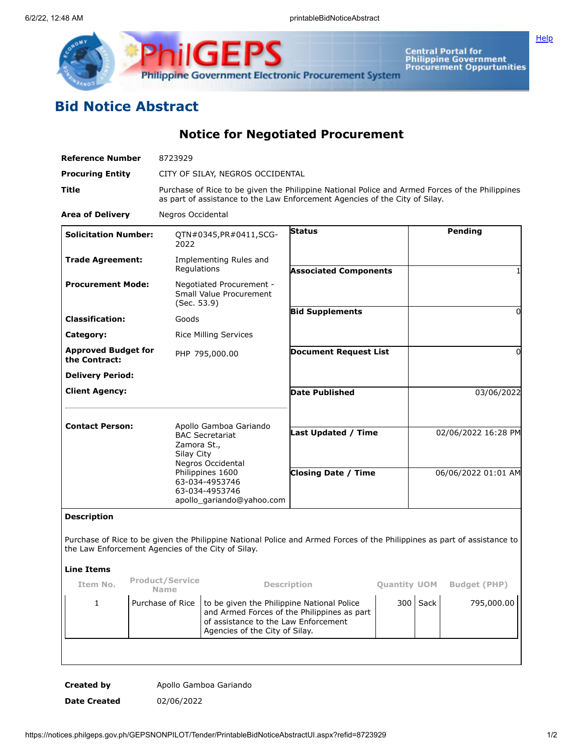# Bid Notice Abstract

## Notice for Negotiated Procurement

| | |
|---|---|
| **Reference Number** | 8723929 |
| **Procuring Entity** | CITY OF SILAY, NEGROS OCCIDENTAL |
| **Title** | Purchase of Rice to be given the Philippine National Police and Armed Forces of the Philippines as part of assistance to the Law Enforcement Agencies of the City of Silay. |
| **Area of Delivery** | Negros Occidental |

| | | | |
|---|---|---|---|
| **Solicitation Number:** | QTN#0345,PR#0411,SCG-2022 | **Status** | Pending |
| **Trade Agreement:** | Implementing Rules and Regulations | **Associated Components** | 1 |
| **Procurement Mode:** | Negotiated Procurement - Small Value Procurement (Sec. 53.9) | **Bid Supplements** | 0 |
| **Classification:** | Goods | **Document Request List** | 0 |
| **Category:** | Rice Milling Services | **Date Published** | 03/06/2022 |
| **Approved Budget for the Contract:** | PHP 795,000.00 | **Last Updated / Time** | 02/06/2022 16:28 PM |
| **Delivery Period:** | | **Closing Date / Time** | 06/06/2022 01:01 AM |
| **Client Agency:** | | | |
| **Contact Person:** | Apollo Gamboa Gariando<br>BAC Secretariat<br>Zamora St.,<br>Silay City<br>Negros Occidental<br>Philippines 1600<br>63-034-4953746<br>63-034-4953746<br>apollo_gariando@yahoo.com | | |

**Description**

Purchase of Rice to be given the Philippine National Police and Armed Forces of the Philippines as part of assistance to the Law Enforcement Agencies of the City of Silay.

**Line Items**

| Item No. | Product/Service Name | Description | Quantity | UOM | Budget (PHP) |
|---|---|---|---|---|---|
| 1 | Purchase of Rice | to be given the Philippine National Police and Armed Forces of the Philippines as part of assistance to the Law Enforcement Agencies of the City of Silay. | 300 | Sack | 795,000.00 |

| | |
|---|---|
| **Created by** | Apollo Gamboa Gariando |
| **Date Created** | 02/06/2022 |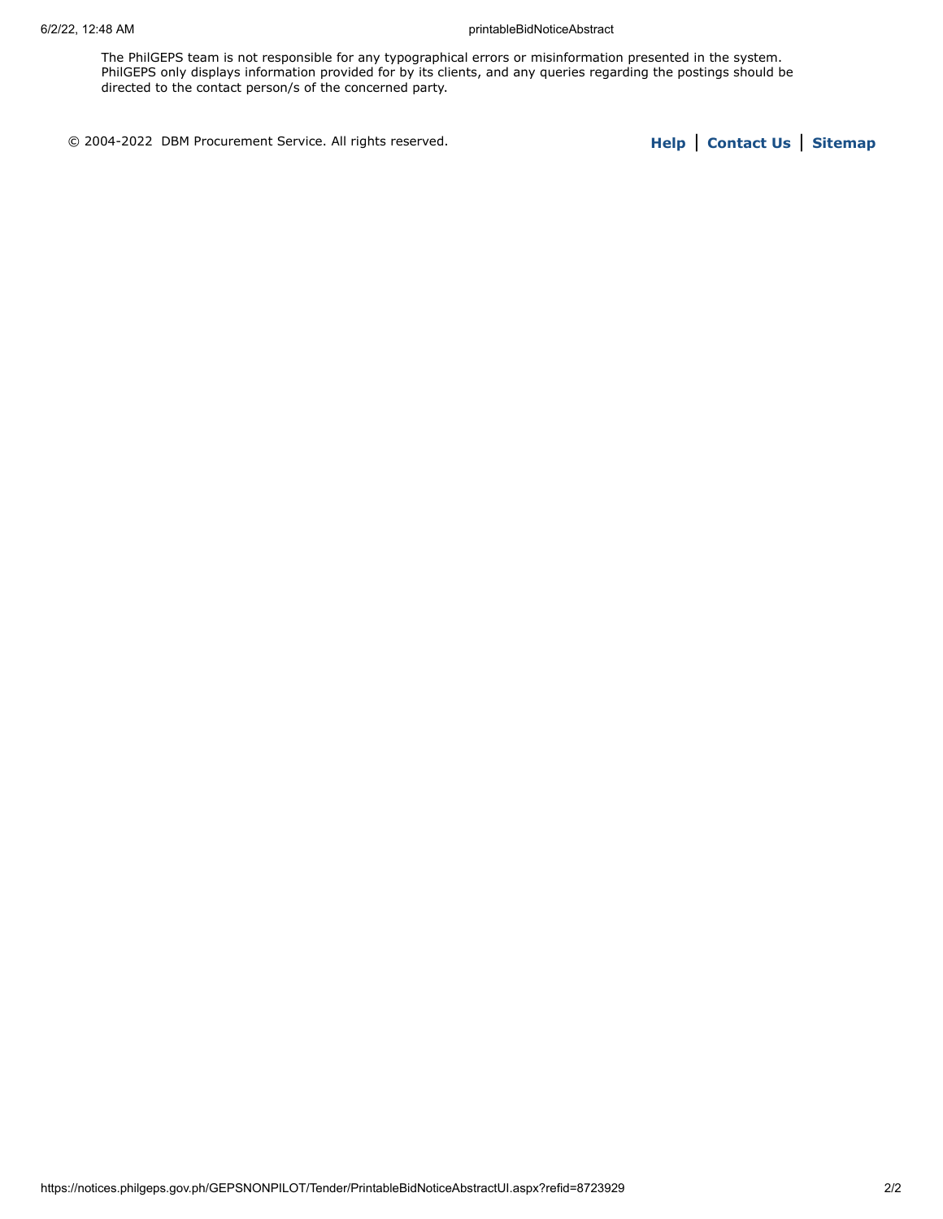The PhilGEPS team is not responsible for any typographical errors or misinformation presented in the system. PhilGEPS only displays information provided for by its clients, and any queries regarding the postings should be directed to the contact person/s of the concerned party.

© 2004-2022 DBM Procurement Service. All rights reserved.

**Help** | **Contact Us** | **Sitemap**